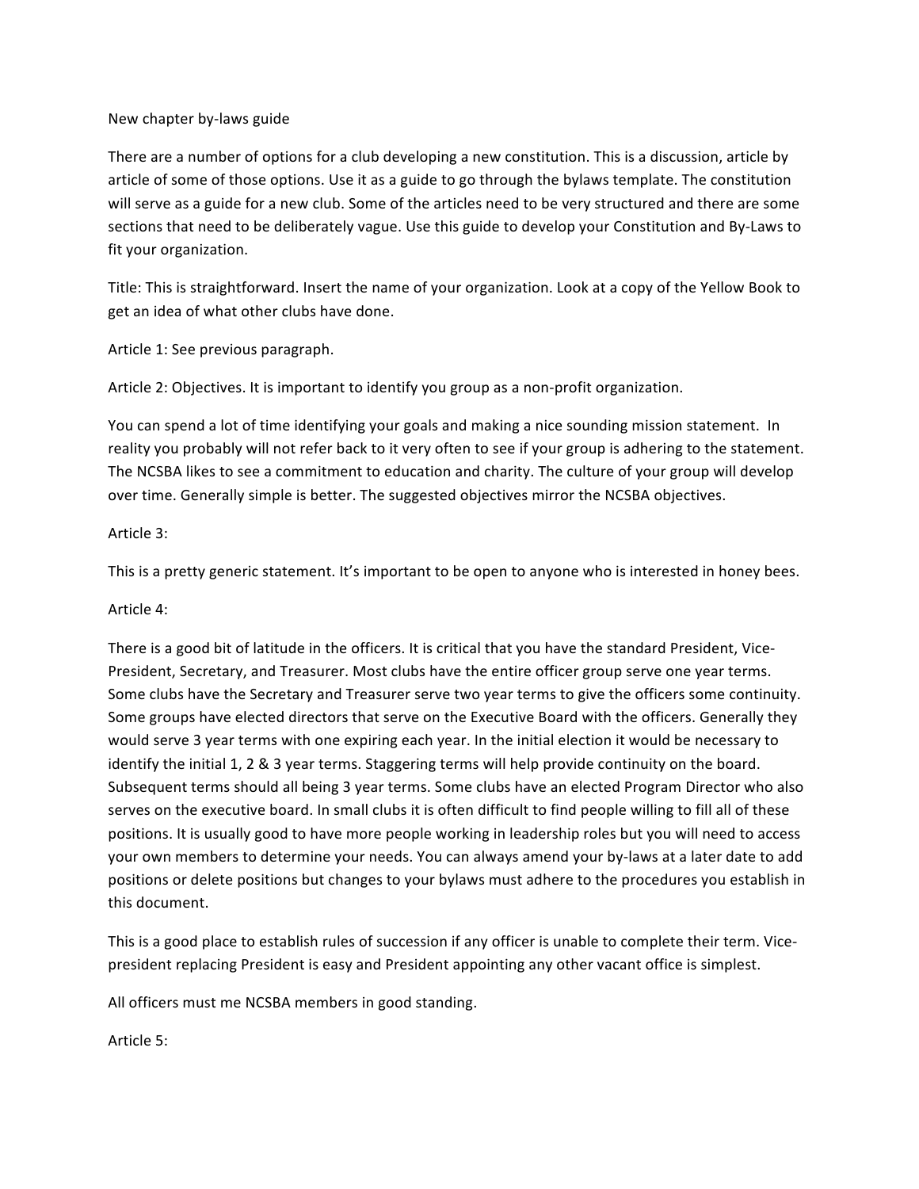New chapter by-laws guide

There are a number of options for a club developing a new constitution. This is a discussion, article by article of some of those options. Use it as a guide to go through the bylaws template. The constitution will serve as a guide for a new club. Some of the articles need to be very structured and there are some sections that need to be deliberately vague. Use this guide to develop your Constitution and By-Laws to fit your organization.

Title: This is straightforward. Insert the name of your organization. Look at a copy of the Yellow Book to get an idea of what other clubs have done.

Article 1: See previous paragraph.

Article 2: Objectives. It is important to identify you group as a non-profit organization.

You can spend a lot of time identifying your goals and making a nice sounding mission statement. In reality you probably will not refer back to it very often to see if your group is adhering to the statement. The NCSBA likes to see a commitment to education and charity. The culture of your group will develop over time. Generally simple is better. The suggested objectives mirror the NCSBA objectives.

Article 3:

This is a pretty generic statement. It's important to be open to anyone who is interested in honey bees.

Article 4:

There is a good bit of latitude in the officers. It is critical that you have the standard President, Vice-President, Secretary, and Treasurer. Most clubs have the entire officer group serve one year terms. Some clubs have the Secretary and Treasurer serve two year terms to give the officers some continuity. Some groups have elected directors that serve on the Executive Board with the officers. Generally they would serve 3 year terms with one expiring each year. In the initial election it would be necessary to identify the initial 1, 2 & 3 year terms. Staggering terms will help provide continuity on the board. Subsequent terms should all being 3 year terms. Some clubs have an elected Program Director who also serves on the executive board. In small clubs it is often difficult to find people willing to fill all of these positions. It is usually good to have more people working in leadership roles but you will need to access your own members to determine your needs. You can always amend your by-laws at a later date to add positions or delete positions but changes to your bylaws must adhere to the procedures you establish in this document.

This is a good place to establish rules of succession if any officer is unable to complete their term. Vice-president replacing President is easy and President appointing any other vacant office is simplest.

All officers must me NCSBA members in good standing.

Article 5: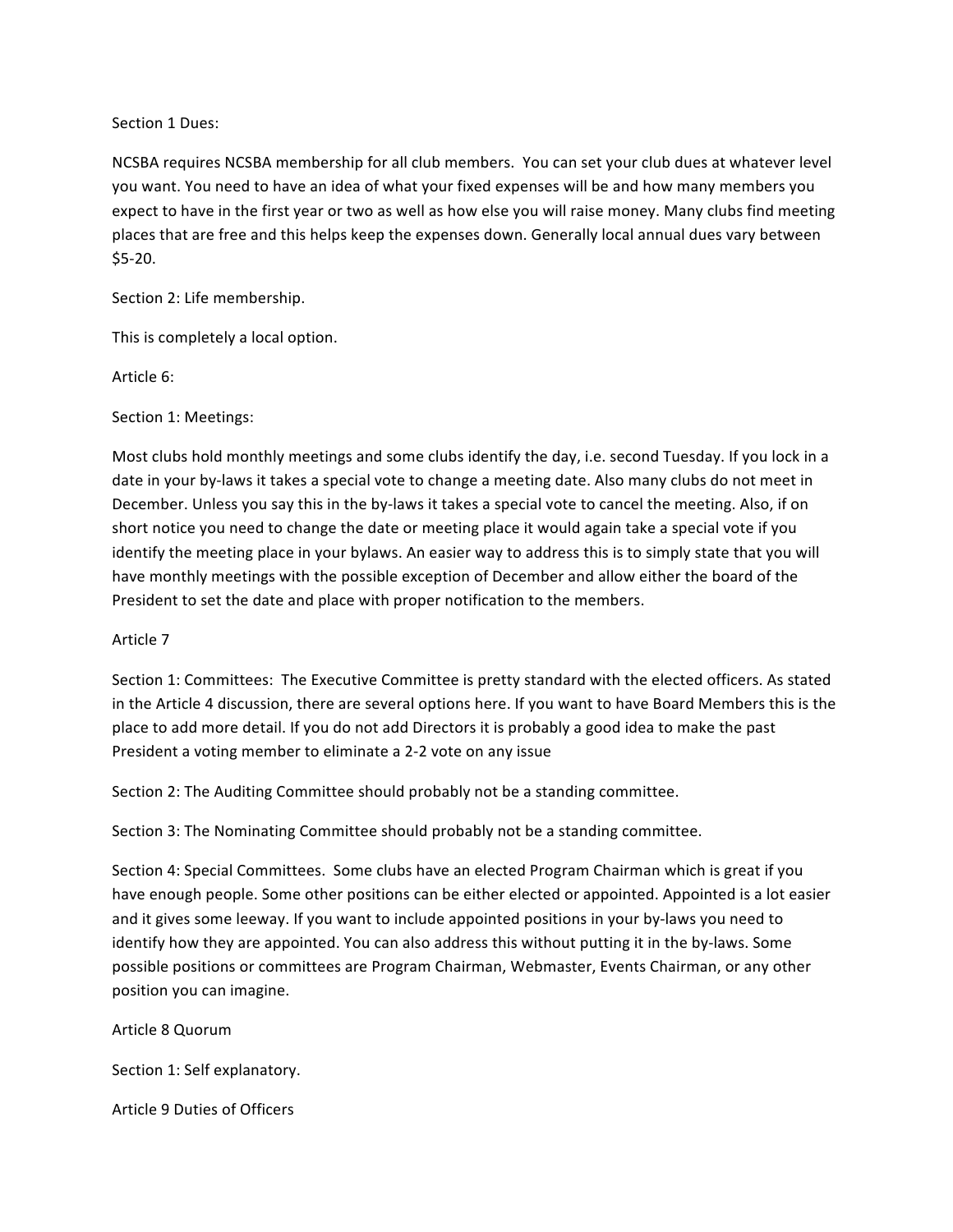Section 1 Dues:

NCSBA requires NCSBA membership for all club members. You can set your club dues at whatever level you want. You need to have an idea of what your fixed expenses will be and how many members you expect to have in the first year or two as well as how else you will raise money. Many clubs find meeting places that are free and this helps keep the expenses down. Generally local annual dues vary between \$5-20.

Section 2: Life membership.

This is completely a local option.

Article 6:

Section 1: Meetings:

Most clubs hold monthly meetings and some clubs identify the day, i.e. second Tuesday. If you lock in a date in your by-laws it takes a special vote to change a meeting date. Also many clubs do not meet in December. Unless you say this in the by-laws it takes a special vote to cancel the meeting. Also, if on short notice you need to change the date or meeting place it would again take a special vote if you identify the meeting place in your bylaws. An easier way to address this is to simply state that you will have monthly meetings with the possible exception of December and allow either the board of the President to set the date and place with proper notification to the members.

Article 7

Section 1: Committees: The Executive Committee is pretty standard with the elected officers. As stated in the Article 4 discussion, there are several options here. If you want to have Board Members this is the place to add more detail. If you do not add Directors it is probably a good idea to make the past President a voting member to eliminate a 2-2 vote on any issue

Section 2: The Auditing Committee should probably not be a standing committee.

Section 3: The Nominating Committee should probably not be a standing committee.

Section 4: Special Committees. Some clubs have an elected Program Chairman which is great if you have enough people. Some other positions can be either elected or appointed. Appointed is a lot easier and it gives some leeway. If you want to include appointed positions in your by-laws you need to identify how they are appointed. You can also address this without putting it in the by-laws. Some possible positions or committees are Program Chairman, Webmaster, Events Chairman, or any other position you can imagine.

Article 8 Quorum

Section 1: Self explanatory.

Article 9 Duties of Officers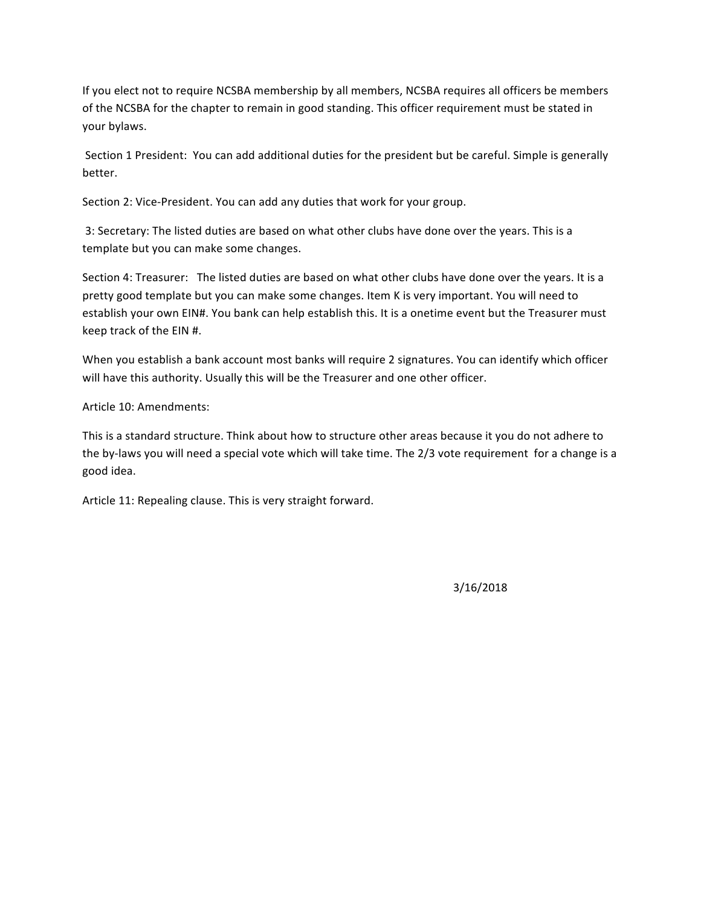If you elect not to require NCSBA membership by all members, NCSBA requires all officers be members of the NCSBA for the chapter to remain in good standing. This officer requirement must be stated in your bylaws.

Section 1 President: You can add additional duties for the president but be careful. Simple is generally better.

Section 2: Vice-President. You can add any duties that work for your group.

3: Secretary: The listed duties are based on what other clubs have done over the years. This is a template but you can make some changes.

Section 4: Treasurer: The listed duties are based on what other clubs have done over the years. It is a pretty good template but you can make some changes. Item K is very important. You will need to establish your own EIN#. You bank can help establish this. It is a onetime event but the Treasurer must keep track of the EIN #.

When you establish a bank account most banks will require 2 signatures. You can identify which officer will have this authority. Usually this will be the Treasurer and one other officer.

Article 10: Amendments:

This is a standard structure. Think about how to structure other areas because it you do not adhere to the by-laws you will need a special vote which will take time. The 2/3 vote requirement for a change is a good idea.

Article 11: Repealing clause. This is very straight forward.

3/16/2018